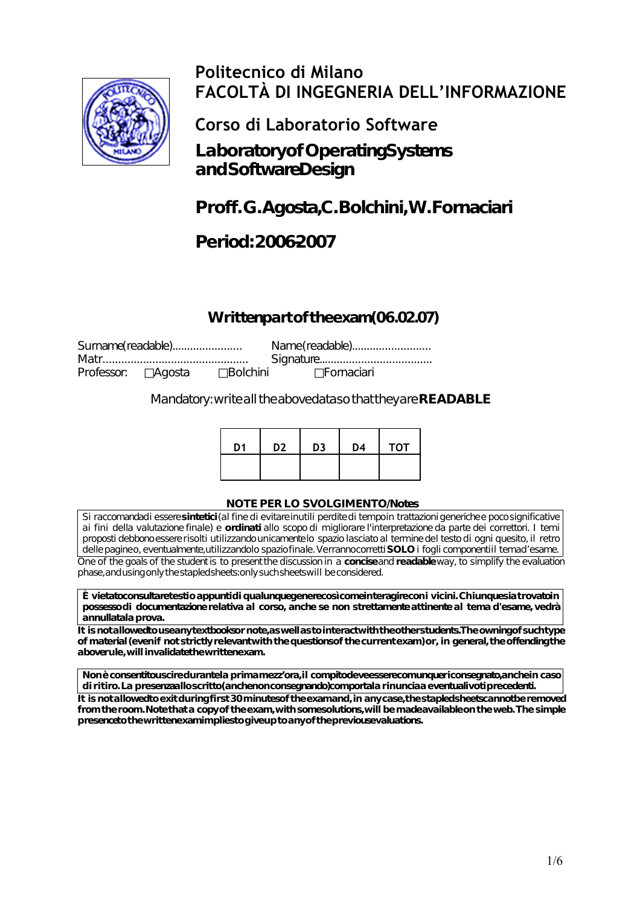# Politecnico di Milano
# FACOLTÀ DI INGEGNERIA DELL'INFORMAZIONE

## Corso di Laboratorio Software

## Laboratory of Operating Systems and Software Design

## Proff. G. Agosta, C. Bolchini, W. Fornaciari

## Period: 2006-2007

### Written part of the exam (06.02.07)

Surname (readable)....................... Name (readable)..........................
Matr............................................... Signature.....................................
Professor: ☐Agosta ☐Bolchini ☐Fornaciari

*Mandatory: write all the above data so that they are* ***READABLE***

| D1 | D2 | D3 | D4 | TOT |
|---|---|---|---|---|
| | | | | |

**NOTE PER LO SVOLGIMENTO/Notes**

Si raccomanda di essere **sintetici** (al fine di evitare inutili perdite di tempo in trattazioni generiche e poco significative ai fini della valutazione finale) e **ordinati** allo scopo di migliorare l'interpretazione da parte dei correttori. I temi proposti debbono essere risolti utilizzando unicamente lo spazio lasciato al termine del testo di ogni quesito, il retro delle pagine o, eventualmente, utilizzando lo spazio finale. Verranno corretti **SOLO** i fogli componenti il tema d'esame.

One of the goals of the student is to present the discussion in a **concise** and **readable** way, to simplify the evaluation phase, and using only the stapled sheets: only such sheets will be considered.

**È vietato consultare testi o appunti di qualunque genere così come interagire con i vicini. Chiunque sia trovato in possesso di documentazione relativa al corso, anche se non strettamente attinente al tema d'esame, vedrà annullata la prova.**

**It is not allowed to use any textbooks or note, as well as to interact with the other students. The owning of such type of material (even if not strictly relevant with the questions of the current exam) or, in general, the offending the above rule, will invalidate the written exam.**

**Non è consentito uscire durante la prima mezz'ora, il compito deve essere comunque riconsegnato, anche in caso di ritiro. La presenza allo scritto (anche non consegnando) comporta la rinuncia a eventuali voti precedenti.**

**It is not allowed to exit during first 30 minutes of the exam and, in any case, the stapled sheets cannot be removed from the room. Note that a copy of the exam, with some solutions, will be made available on the web. The simple presence to the written exam implies to give up to any of the previous evaluations.**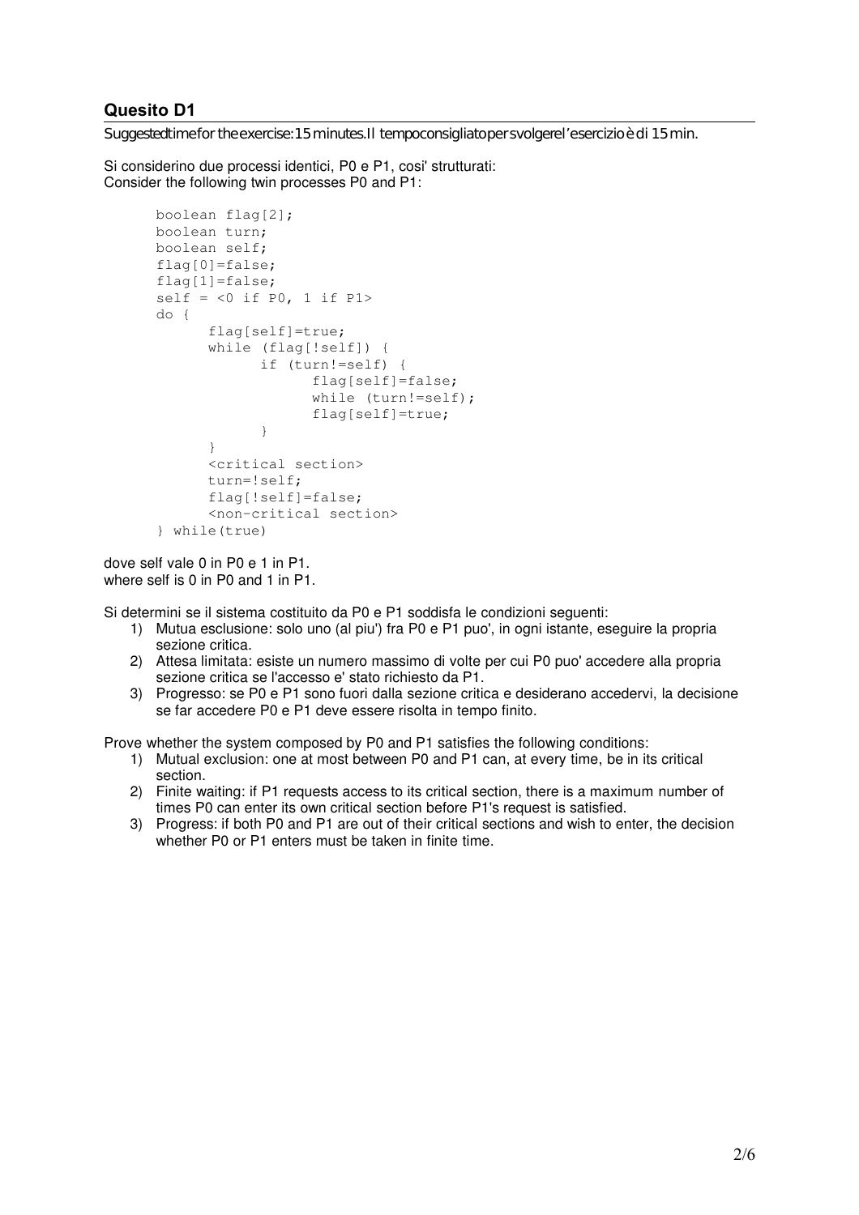## Quesito D1

Suggested time for the exercise: 15 minutes. Il tempo consigliato per svolgere l'esercizio è di 15 min.

Si considerino due processi identici, P0 e P1, cosi' strutturati:
Consider the following twin processes P0 and P1:

```
boolean flag[2];
boolean turn;
boolean self;
flag[0]=false;
flag[1]=false;
self = <0 if P0, 1 if P1>
do {
      flag[self]=true;
      while (flag[!self]) {
            if (turn!=self) {
                  flag[self]=false;
                  while (turn!=self);
                  flag[self]=true;
            }
      }
      <critical section>
      turn=!self;
      flag[!self]=false;
      <non-critical section>
} while(true)
```

dove self vale 0 in P0 e 1 in P1.
where self is 0 in P0 and 1 in P1.

Si determini se il sistema costituito da P0 e P1 soddisfa le condizioni seguenti:

1) Mutua esclusione: solo uno (al piu') fra P0 e P1 puo', in ogni istante, eseguire la propria sezione critica.
2) Attesa limitata: esiste un numero massimo di volte per cui P0 puo' accedere alla propria sezione critica se l'accesso e' stato richiesto da P1.
3) Progresso: se P0 e P1 sono fuori dalla sezione critica e desiderano accedervi, la decisione se far accedere P0 e P1 deve essere risolta in tempo finito.

Prove whether the system composed by P0 and P1 satisfies the following conditions:

1) Mutual exclusion: one at most between P0 and P1 can, at every time, be in its critical section.
2) Finite waiting: if P1 requests access to its critical section, there is a maximum number of times P0 can enter its own critical section before P1's request is satisfied.
3) Progress: if both P0 and P1 are out of their critical sections and wish to enter, the decision whether P0 or P1 enters must be taken in finite time.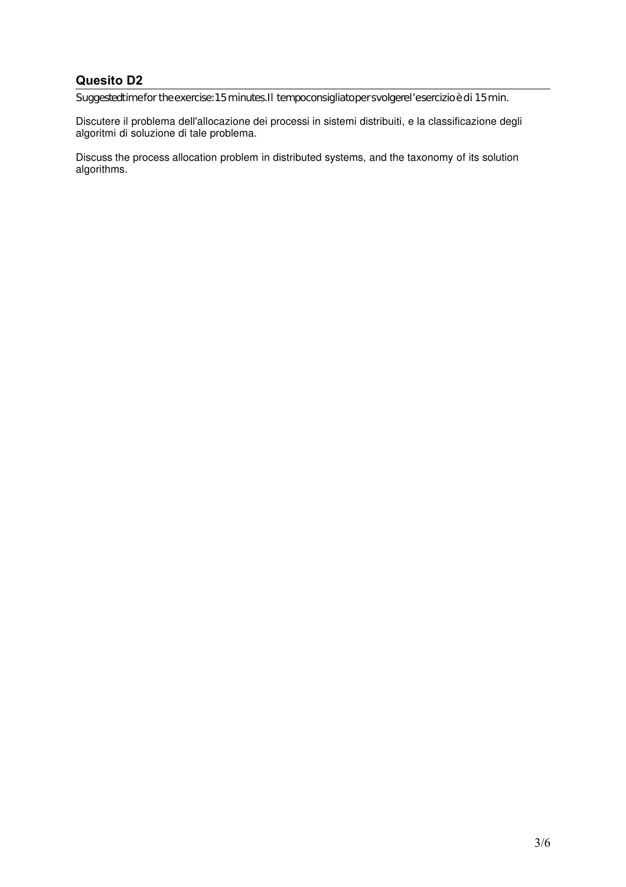## Quesito D2

Suggestedtimefor theexercise:15 minutes.Il tempoconsigliatopersvolgerel'esercizioè di 15 min.

Discutere il problema dell'allocazione dei processi in sistemi distribuiti, e la classificazione degli algoritmi di soluzione di tale problema.

Discuss the process allocation problem in distributed systems, and the taxonomy of its solution algorithms.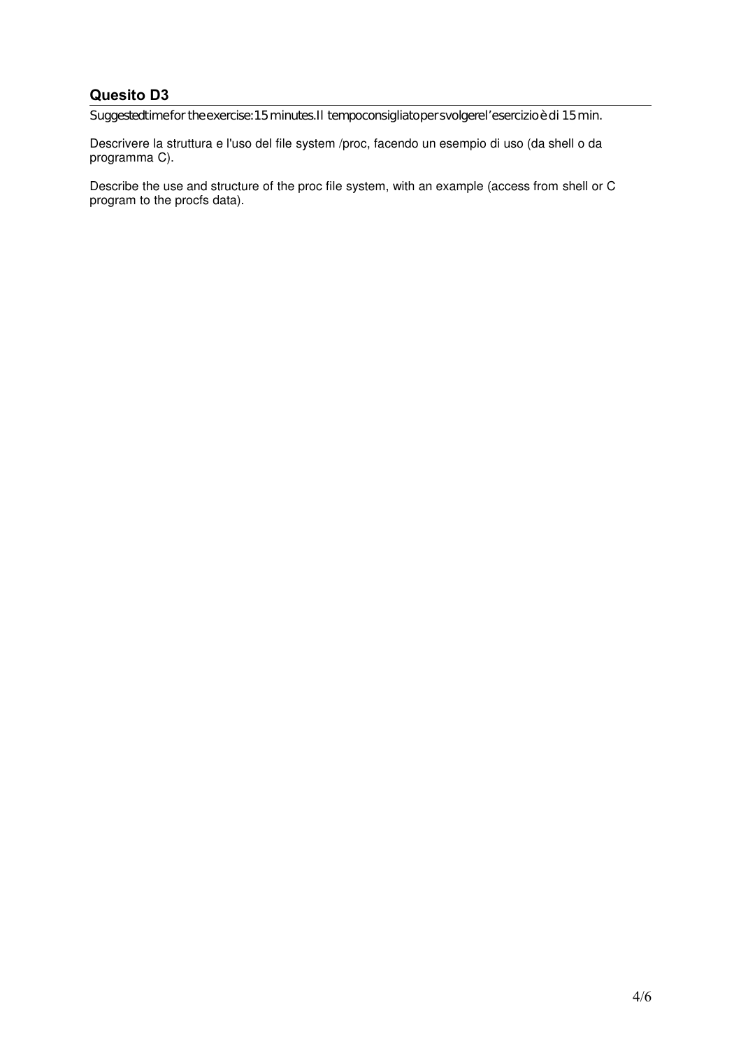## Quesito D3

Suggested time for the exercise: 15 minutes. Il tempo consigliato per svolgere l'esercizio è di 15 min.

Descrivere la struttura e l'uso del file system /proc, facendo un esempio di uso (da shell o da programma C).

Describe the use and structure of the proc file system, with an example (access from shell or C program to the procfs data).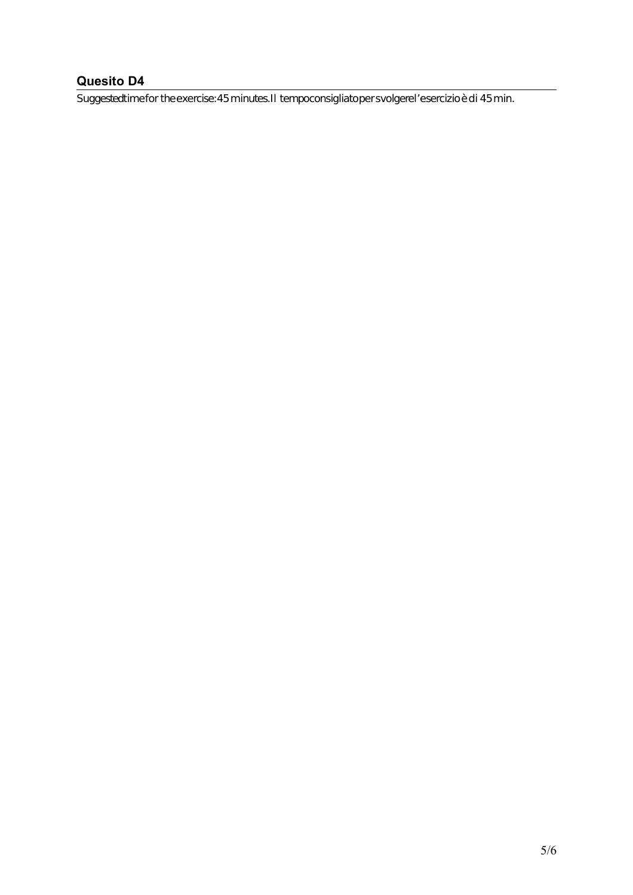## Quesito D4

Suggested time for the exercise: 45 minutes. Il tempo consigliato per svolgere l'esercizio è di 45 min.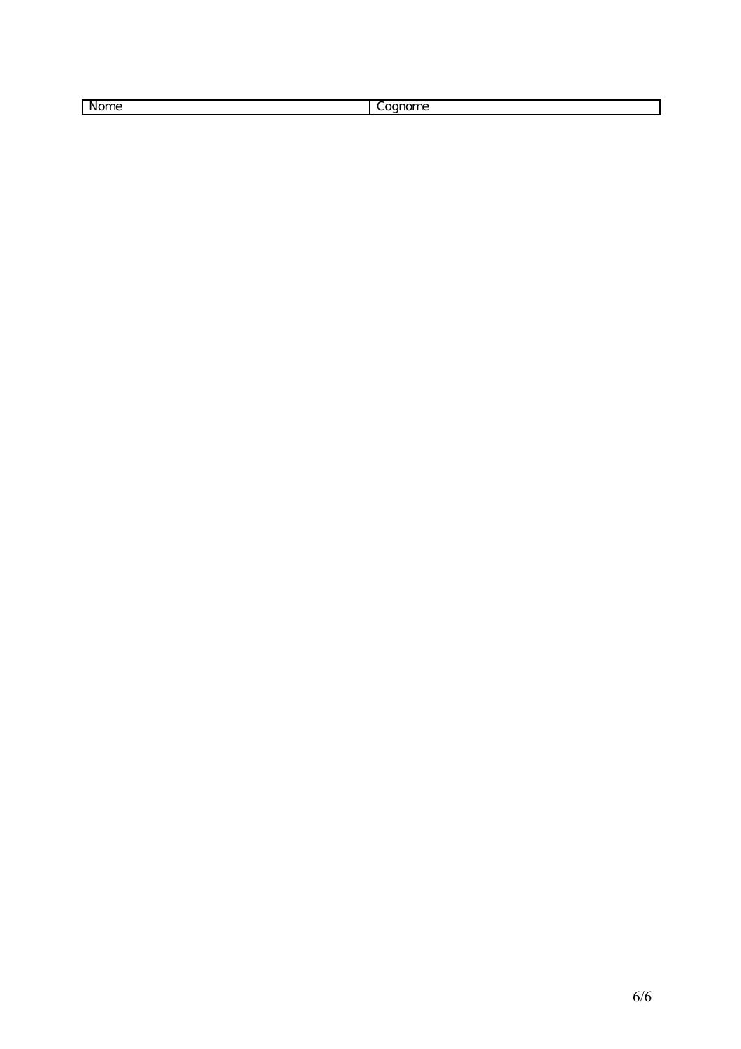| Nome | Cognome |
| --- | --- |